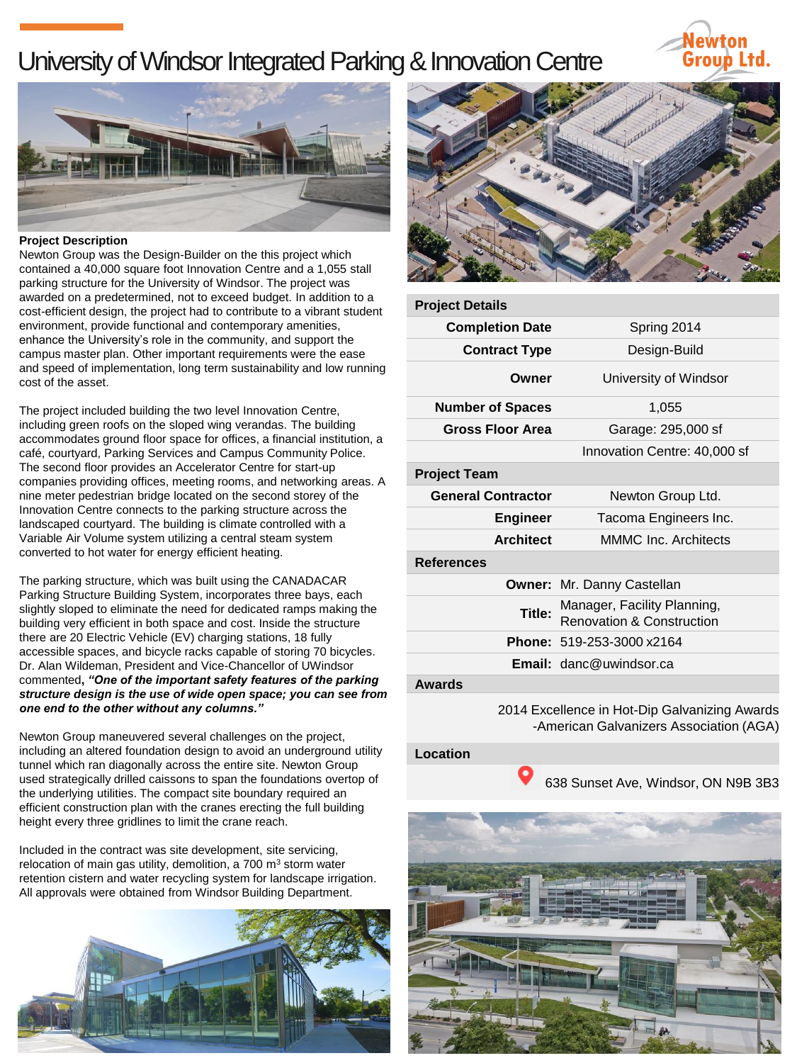# University of Windsor Integrated Parking & Innovation Centre

Newton Group Ltd.

**Project Description**

Newton Group was the Design-Builder on the this project which contained a 40,000 square foot Innovation Centre and a 1,055 stall parking structure for the University of Windsor. The project was awarded on a predetermined, not to exceed budget. In addition to a cost-efficient design, the project had to contribute to a vibrant student environment, provide functional and contemporary amenities, enhance the University's role in the community, and support the campus master plan. Other important requirements were the ease and speed of implementation, long term sustainability and low running cost of the asset.

The project included building the two level Innovation Centre, including green roofs on the sloped wing verandas. The building accommodates ground floor space for offices, a financial institution, a café, courtyard, Parking Services and Campus Community Police. The second floor provides an Accelerator Centre for start-up companies providing offices, meeting rooms, and networking areas. A nine meter pedestrian bridge located on the second storey of the Innovation Centre connects to the parking structure across the landscaped courtyard. The building is climate controlled with a Variable Air Volume system utilizing a central steam system converted to hot water for energy efficient heating.

The parking structure, which was built using the CANADACAR Parking Structure Building System, incorporates three bays, each slightly sloped to eliminate the need for dedicated ramps making the building very efficient in both space and cost. Inside the structure there are 20 Electric Vehicle (EV) charging stations, 18 fully accessible spaces, and bicycle racks capable of storing 70 bicycles. Dr. Alan Wildeman, President and Vice-Chancellor of UWindsor commented**, *"One of the important safety features of the parking structure design is the use of wide open space; you can see from one end to the other without any columns."***

Newton Group maneuvered several challenges on the project, including an altered foundation design to avoid an underground utility tunnel which ran diagonally across the entire site. Newton Group used strategically drilled caissons to span the foundations overtop of the underlying utilities. The compact site boundary required an efficient construction plan with the cranes erecting the full building height every three gridlines to limit the crane reach.

Included in the contract was site development, site servicing, relocation of main gas utility, demolition, a 700 $m^3$ storm water retention cistern and water recycling system for landscape irrigation. All approvals were obtained from Windsor Building Department.

| **Project Details** | |
|---|---|
| **Completion Date** | Spring 2014 |
| **Contract Type** | Design-Build |
| **Owner** | University of Windsor |
| **Number of Spaces** | 1,055 |
| **Gross Floor Area** | Garage: 295,000 sf |
| | Innovation Centre: 40,000 sf |
| **Project Team** | |
| **General Contractor** | Newton Group Ltd. |
| **Engineer** | Tacoma Engineers Inc. |
| **Architect** | MMMC Inc. Architects |
| **References** | |
| **Owner:** | Mr. Danny Castellan |
| **Title:** | Manager, Facility Planning, Renovation & Construction |
| **Phone:** | 519-253-3000 x2164 |
| **Email:** | danc@uwindsor.ca |
| **Awards** | |
| | 2014 Excellence in Hot-Dip Galvanizing Awards -American Galvanizers Association (AGA) |
| **Location** | |
| | 638 Sunset Ave, Windsor, ON N9B 3B3 |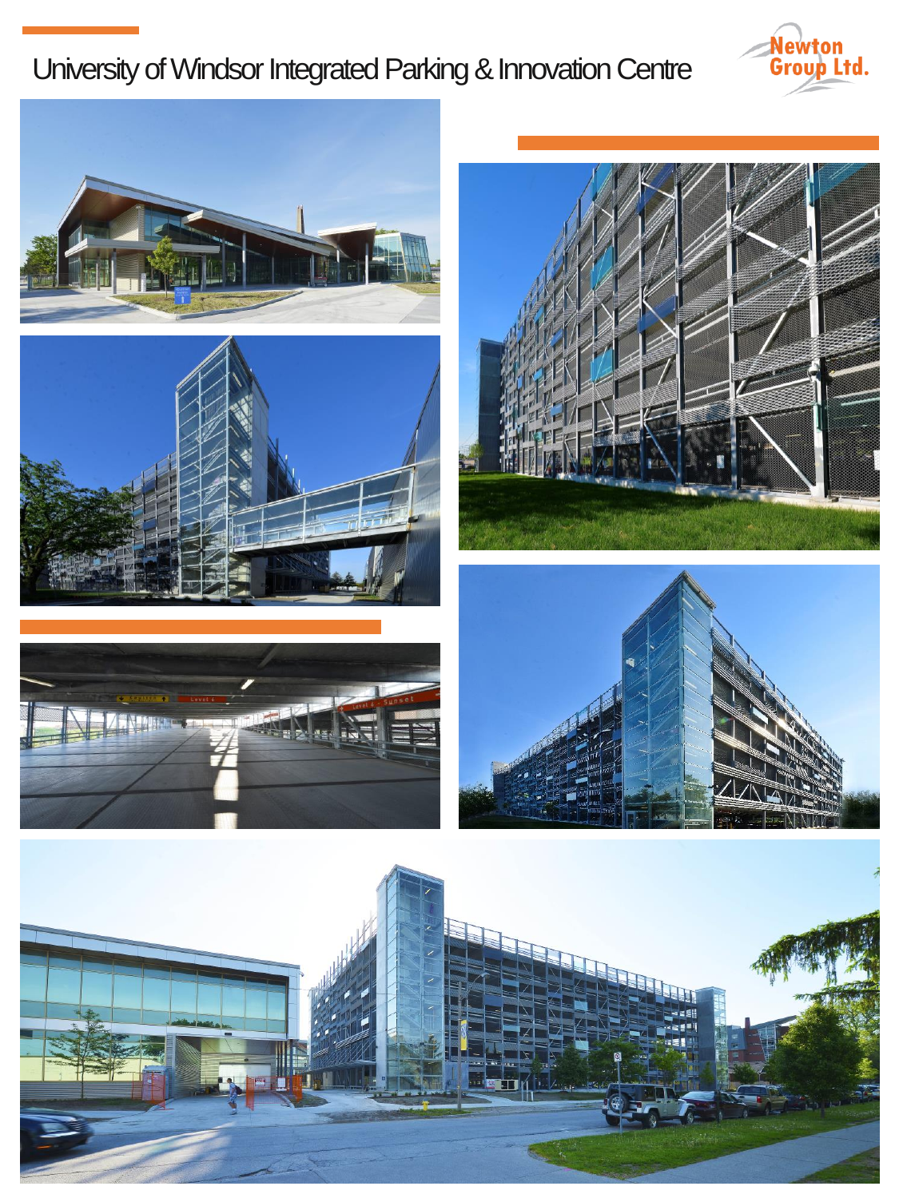# University of Windsor Integrated Parking & Innovation Centre

Newton Group Ltd.